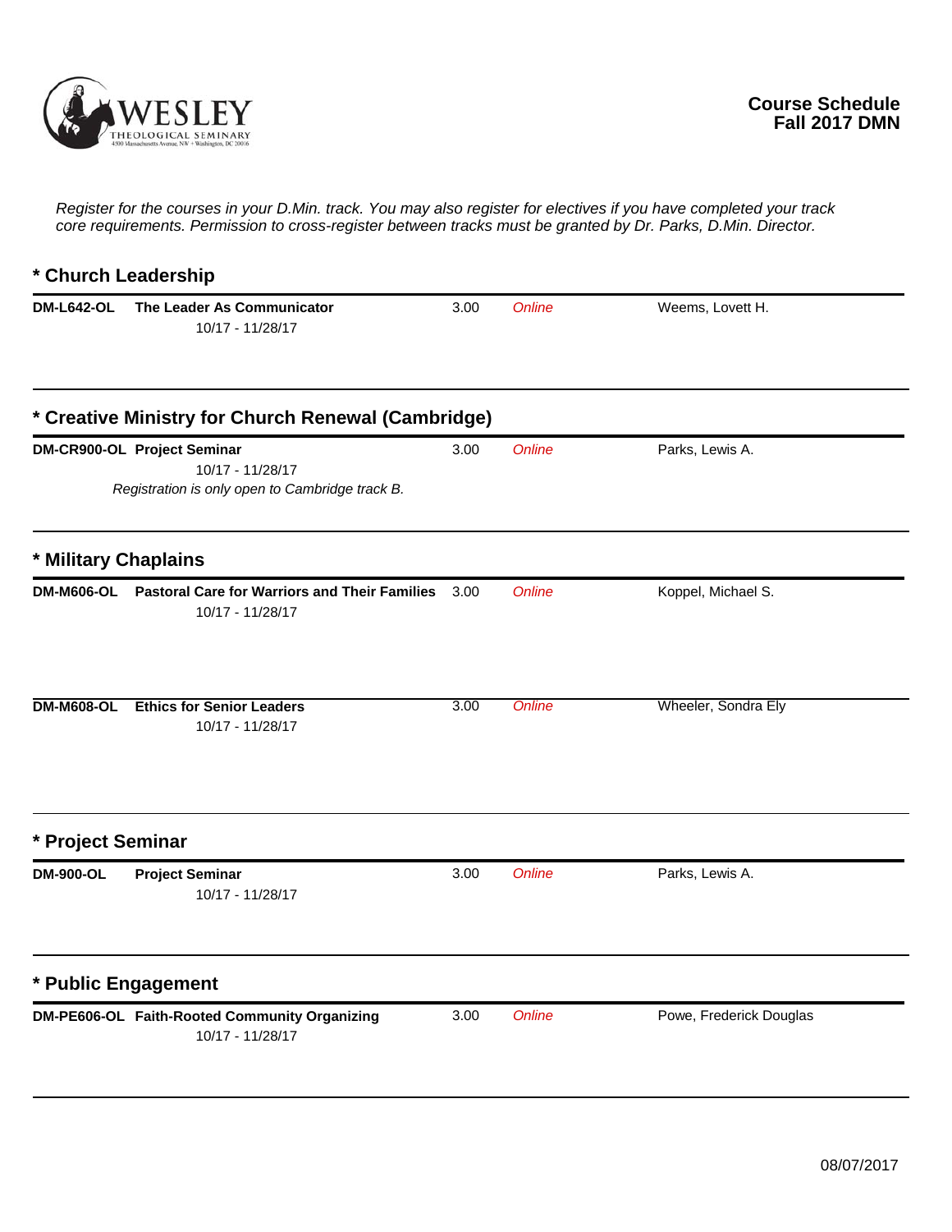WESLEY THEOLOGICAL SEMINARY
4500 Massachusetts Avenue, NW • Washington, DC 20016

**Course Schedule**
**Fall 2017 DMN**

*Register for the courses in your D.Min. track. You may also register for electives if you have completed your track core requirements. Permission to cross-register between tracks must be granted by Dr. Parks, D.Min. Director.*

## * Church Leadership

| Course | Title / Dates | Credits | Format | Instructor |
|---|---|---|---|---|
| **DM-L642-OL** | **The Leader As Communicator**<br>10/17 - 11/28/17 | 3.00 | *Online* | Weems, Lovett H. |

## * Creative Ministry for Church Renewal (Cambridge)

| Course | Title / Dates | Credits | Format | Instructor |
|---|---|---|---|---|
| **DM-CR900-OL** | **Project Seminar**<br>10/17 - 11/28/17<br>*Registration is only open to Cambridge track B.* | 3.00 | *Online* | Parks, Lewis A. |

## * Military Chaplains

| Course | Title / Dates | Credits | Format | Instructor |
|---|---|---|---|---|
| **DM-M606-OL** | **Pastoral Care for Warriors and Their Families**<br>10/17 - 11/28/17 | 3.00 | *Online* | Koppel, Michael S. |
| **DM-M608-OL** | **Ethics for Senior Leaders**<br>10/17 - 11/28/17 | 3.00 | *Online* | Wheeler, Sondra Ely |

## * Project Seminar

| Course | Title / Dates | Credits | Format | Instructor |
|---|---|---|---|---|
| **DM-900-OL** | **Project Seminar**<br>10/17 - 11/28/17 | 3.00 | *Online* | Parks, Lewis A. |

## * Public Engagement

| Course | Title / Dates | Credits | Format | Instructor |
|---|---|---|---|---|
| **DM-PE606-OL** | **Faith-Rooted Community Organizing**<br>10/17 - 11/28/17 | 3.00 | *Online* | Powe, Frederick Douglas |

08/07/2017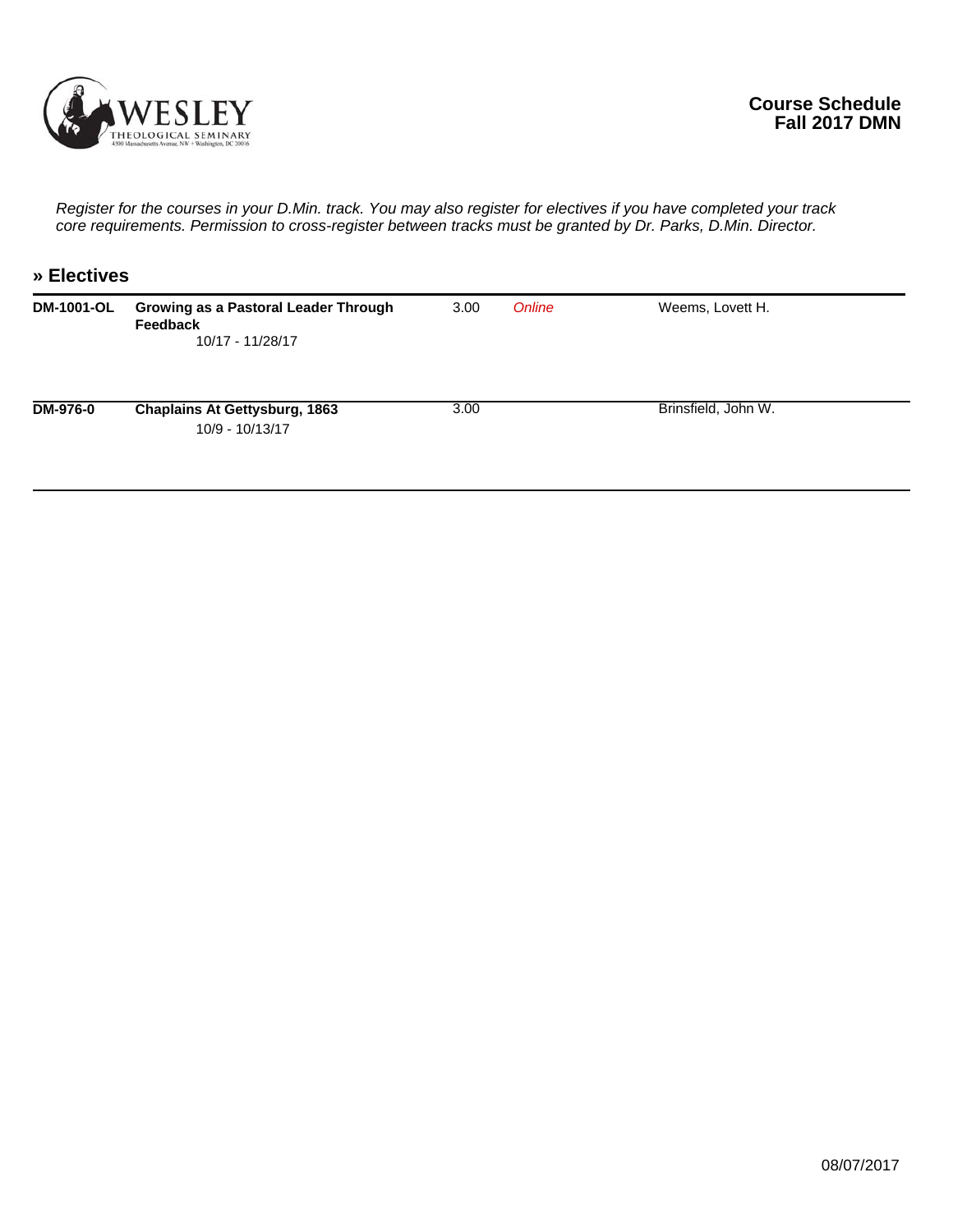**Course Schedule**
**Fall 2017 DMN**

*Register for the courses in your D.Min. track. You may also register for electives if you have completed your track core requirements. Permission to cross-register between tracks must be granted by Dr. Parks, D.Min. Director.*

## » Electives

| | | | | |
|---|---|---|---|---|
| **DM-1001-OL** | **Growing as a Pastoral Leader Through Feedback**<br>10/17 - 11/28/17 | 3.00 | *Online* | Weems, Lovett H. |
| **DM-976-0** | **Chaplains At Gettysburg, 1863**<br>10/9 - 10/13/17 | 3.00 | | Brinsfield, John W. |

08/07/2017